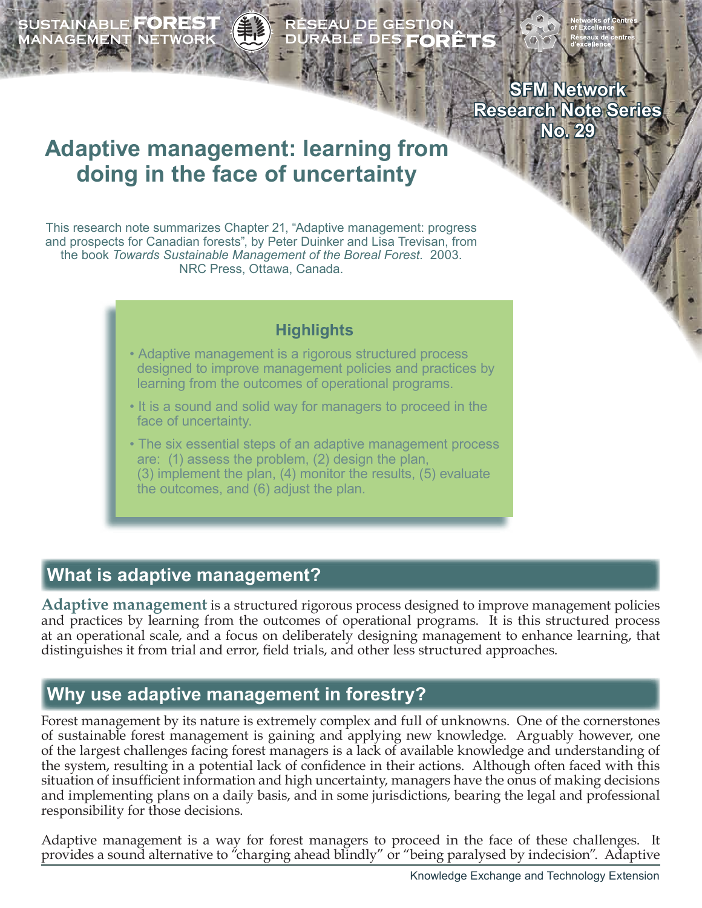SUSTAINABLE FOREST MANAGEMENT NETWORK

RÉSEAU DE GESTION DURABLE DES FORÊTS

Networks of Centres of Excellence
Réseaux de centres d'excellence

**SFM Network Research Note Series No. 29**

# Adaptive management: learning from doing in the face of uncertainty

This research note summarizes Chapter 21, "Adaptive management: progress and prospects for Canadian forests", by Peter Duinker and Lisa Trevisan, from the book *Towards Sustainable Management of the Boreal Forest.* 2003. NRC Press, Ottawa, Canada.

### Highlights

- Adaptive management is a rigorous structured process designed to improve management policies and practices by learning from the outcomes of operational programs.
- It is a sound and solid way for managers to proceed in the face of uncertainty.
- The six essential steps of an adaptive management process are: (1) assess the problem, (2) design the plan, (3) implement the plan, (4) monitor the results, (5) evaluate the outcomes, and (6) adjust the plan.

## What is adaptive management?

**Adaptive management** is a structured rigorous process designed to improve management policies and practices by learning from the outcomes of operational programs. It is this structured process at an operational scale, and a focus on deliberately designing management to enhance learning, that distinguishes it from trial and error, field trials, and other less structured approaches.

## Why use adaptive management in forestry?

Forest management by its nature is extremely complex and full of unknowns. One of the cornerstones of sustainable forest management is gaining and applying new knowledge. Arguably however, one of the largest challenges facing forest managers is a lack of available knowledge and understanding of the system, resulting in a potential lack of confidence in their actions. Although often faced with this situation of insufficient information and high uncertainty, managers have the onus of making decisions and implementing plans on a daily basis, and in some jurisdictions, bearing the legal and professional responsibility for those decisions.

Adaptive management is a way for forest managers to proceed in the face of these challenges. It provides a sound alternative to "charging ahead blindly" or "being paralysed by indecision". Adaptive

Knowledge Exchange and Technology Extension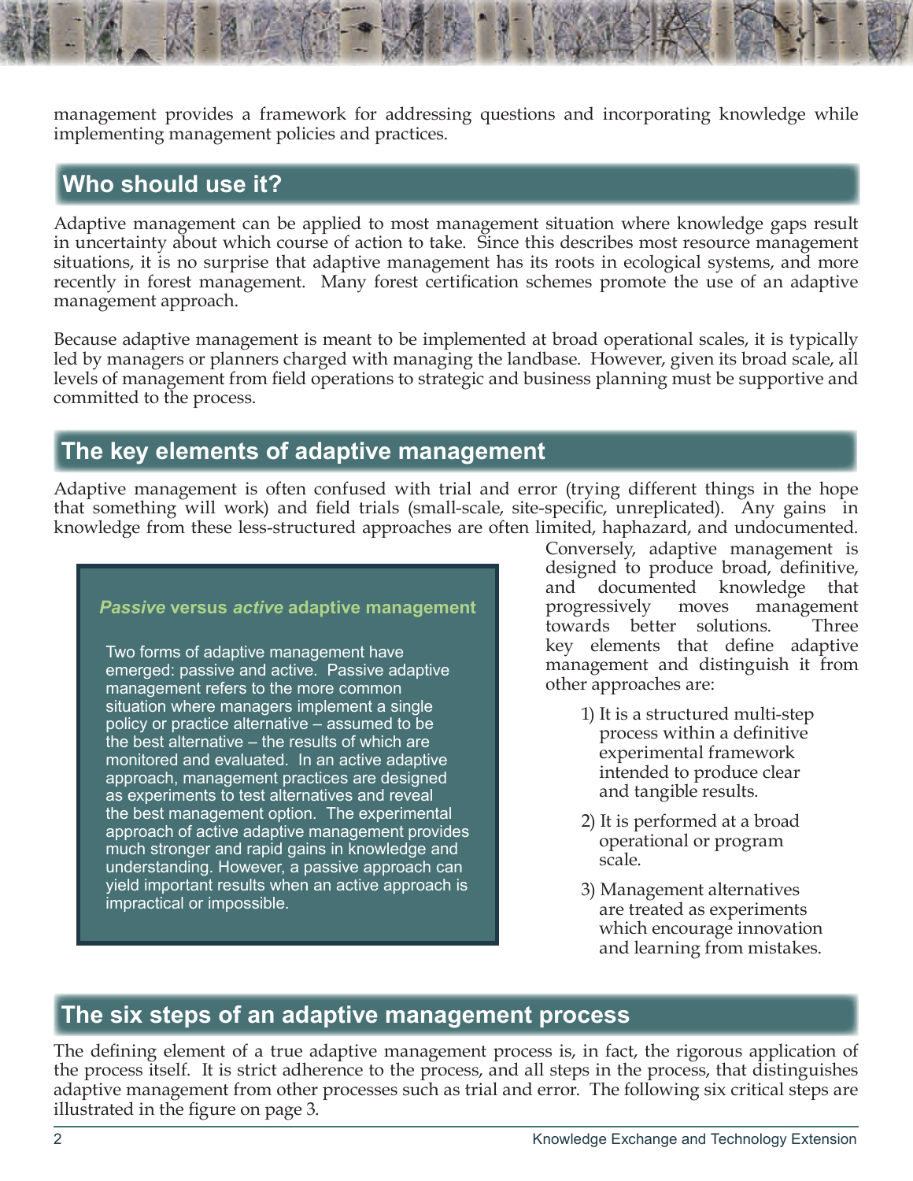management provides a framework for addressing questions and incorporating knowledge while implementing management policies and practices.

## Who should use it?

Adaptive management can be applied to most management situation where knowledge gaps result in uncertainty about which course of action to take. Since this describes most resource management situations, it is no surprise that adaptive management has its roots in ecological systems, and more recently in forest management. Many forest certification schemes promote the use of an adaptive management approach.

Because adaptive management is meant to be implemented at broad operational scales, it is typically led by managers or planners charged with managing the landbase. However, given its broad scale, all levels of management from field operations to strategic and business planning must be supportive and committed to the process.

## The key elements of adaptive management

Adaptive management is often confused with trial and error (trying different things in the hope that something will work) and field trials (small-scale, site-specific, unreplicated). Any gains in knowledge from these less-structured approaches are often limited, haphazard, and undocumented. Conversely, adaptive management is designed to produce broad, definitive, and documented knowledge that progressively moves management towards better solutions. Three key elements that define adaptive management and distinguish it from other approaches are:

1) It is a structured multi-step process within a definitive experimental framework intended to produce clear and tangible results.

2) It is performed at a broad operational or program scale.

3) Management alternatives are treated as experiments which encourage innovation and learning from mistakes.

### *Passive* versus *active* adaptive management

Two forms of adaptive management have emerged: passive and active. Passive adaptive management refers to the more common situation where managers implement a single policy or practice alternative – assumed to be the best alternative – the results of which are monitored and evaluated. In an active adaptive approach, management practices are designed as experiments to test alternatives and reveal the best management option. The experimental approach of active adaptive management provides much stronger and rapid gains in knowledge and understanding. However, a passive approach can yield important results when an active approach is impractical or impossible.

## The six steps of an adaptive management process

The defining element of a true adaptive management process is, in fact, the rigorous application of the process itself. It is strict adherence to the process, and all steps in the process, that distinguishes adaptive management from other processes such as trial and error. The following six critical steps are illustrated in the figure on page 3.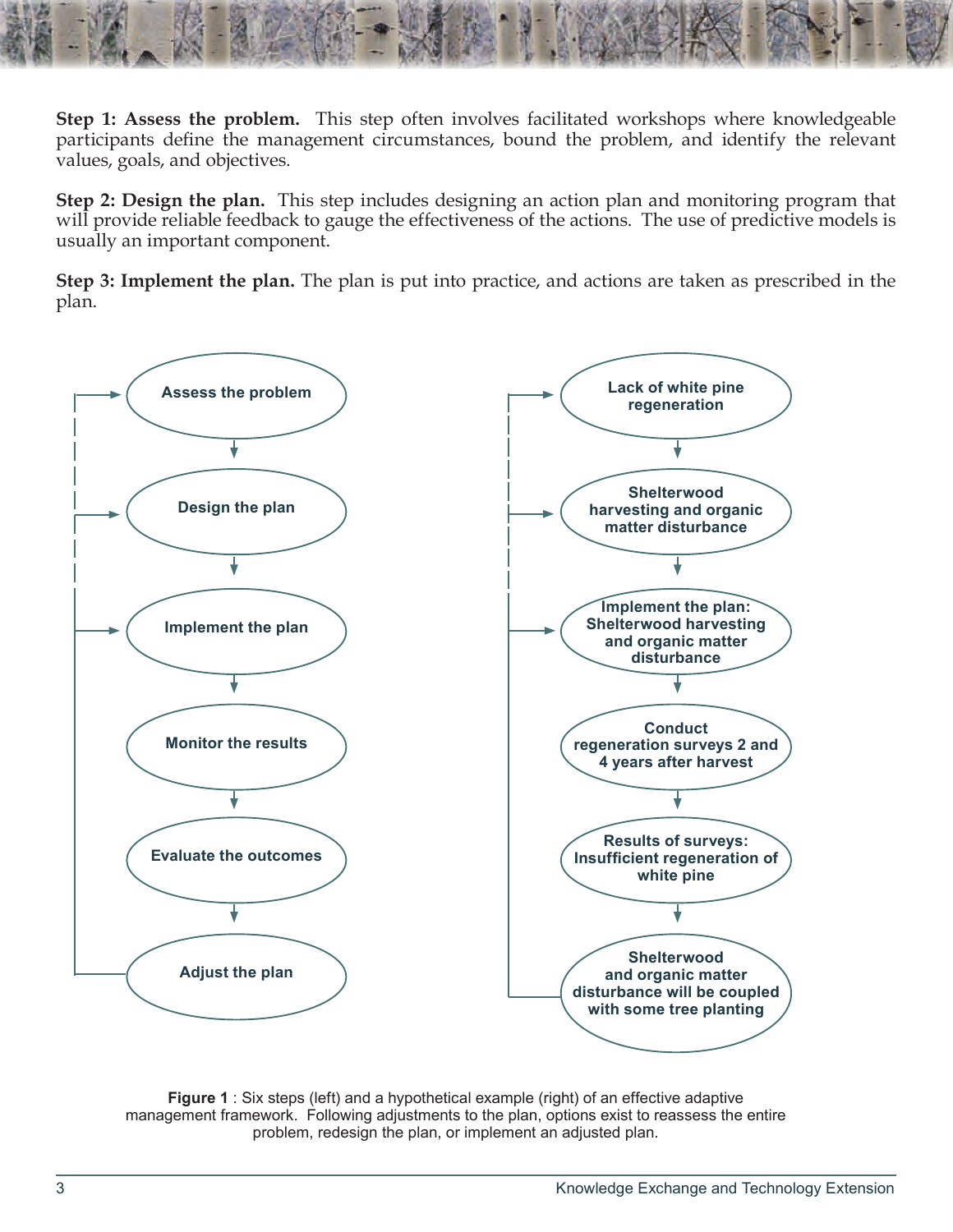**Step 1: Assess the problem.** This step often involves facilitated workshops where knowledgeable participants define the management circumstances, bound the problem, and identify the relevant values, goals, and objectives.

**Step 2: Design the plan.** This step includes designing an action plan and monitoring program that will provide reliable feedback to gauge the effectiveness of the actions. The use of predictive models is usually an important component.

**Step 3: Implement the plan.** The plan is put into practice, and actions are taken as prescribed in the plan.

Assess the problem → Design the plan → Implement the plan → Monitor the results → Evaluate the outcomes → Adjust the plan

Lack of white pine regeneration → Shelterwood harvesting and organic matter disturbance → Implement the plan: Shelterwood harvesting and organic matter disturbance → Conduct regeneration surveys 2 and 4 years after harvest → Results of surveys: Insufficient regeneration of white pine → Shelterwood and organic matter disturbance will be coupled with some tree planting

**Figure 1** : Six steps (left) and a hypothetical example (right) of an effective adaptive management framework. Following adjustments to the plan, options exist to reassess the entire problem, redesign the plan, or implement an adjusted plan.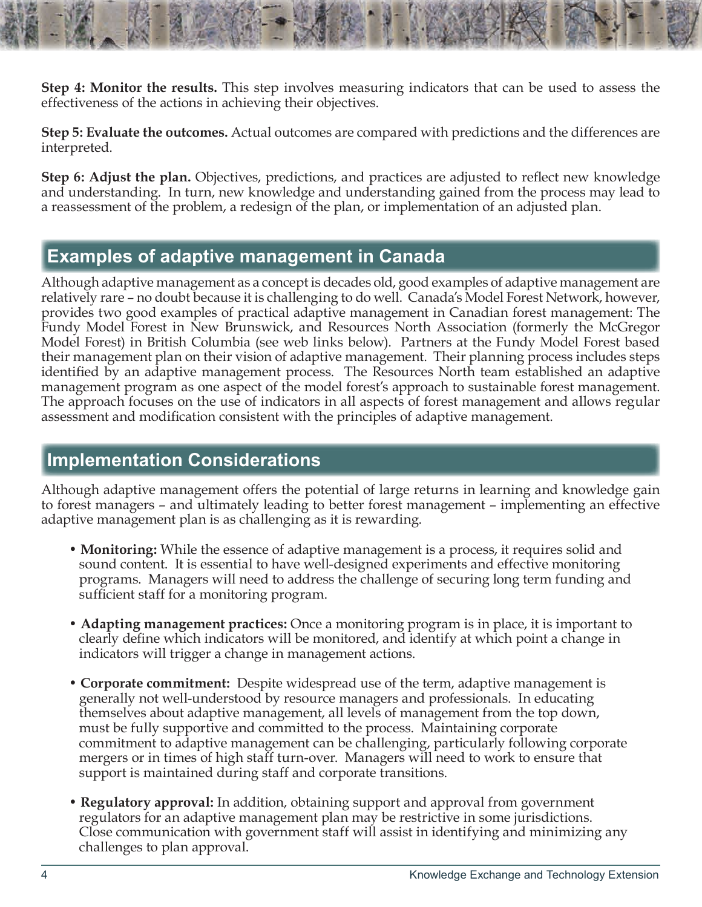**Step 4: Monitor the results.** This step involves measuring indicators that can be used to assess the effectiveness of the actions in achieving their objectives.

**Step 5: Evaluate the outcomes.** Actual outcomes are compared with predictions and the differences are interpreted.

**Step 6: Adjust the plan.** Objectives, predictions, and practices are adjusted to reflect new knowledge and understanding. In turn, new knowledge and understanding gained from the process may lead to a reassessment of the problem, a redesign of the plan, or implementation of an adjusted plan.

## Examples of adaptive management in Canada

Although adaptive management as a concept is decades old, good examples of adaptive management are relatively rare – no doubt because it is challenging to do well. Canada's Model Forest Network, however, provides two good examples of practical adaptive management in Canadian forest management: The Fundy Model Forest in New Brunswick, and Resources North Association (formerly the McGregor Model Forest) in British Columbia (see web links below). Partners at the Fundy Model Forest based their management plan on their vision of adaptive management. Their planning process includes steps identified by an adaptive management process. The Resources North team established an adaptive management program as one aspect of the model forest's approach to sustainable forest management. The approach focuses on the use of indicators in all aspects of forest management and allows regular assessment and modification consistent with the principles of adaptive management.

## Implementation Considerations

Although adaptive management offers the potential of large returns in learning and knowledge gain to forest managers – and ultimately leading to better forest management – implementing an effective adaptive management plan is as challenging as it is rewarding.

- **Monitoring:** While the essence of adaptive management is a process, it requires solid and sound content. It is essential to have well-designed experiments and effective monitoring programs. Managers will need to address the challenge of securing long term funding and sufficient staff for a monitoring program.

- **Adapting management practices:** Once a monitoring program is in place, it is important to clearly define which indicators will be monitored, and identify at which point a change in indicators will trigger a change in management actions.

- **Corporate commitment:** Despite widespread use of the term, adaptive management is generally not well-understood by resource managers and professionals. In educating themselves about adaptive management, all levels of management from the top down, must be fully supportive and committed to the process. Maintaining corporate commitment to adaptive management can be challenging, particularly following corporate mergers or in times of high staff turn-over. Managers will need to work to ensure that support is maintained during staff and corporate transitions.

- **Regulatory approval:** In addition, obtaining support and approval from government regulators for an adaptive management plan may be restrictive in some jurisdictions. Close communication with government staff will assist in identifying and minimizing any challenges to plan approval.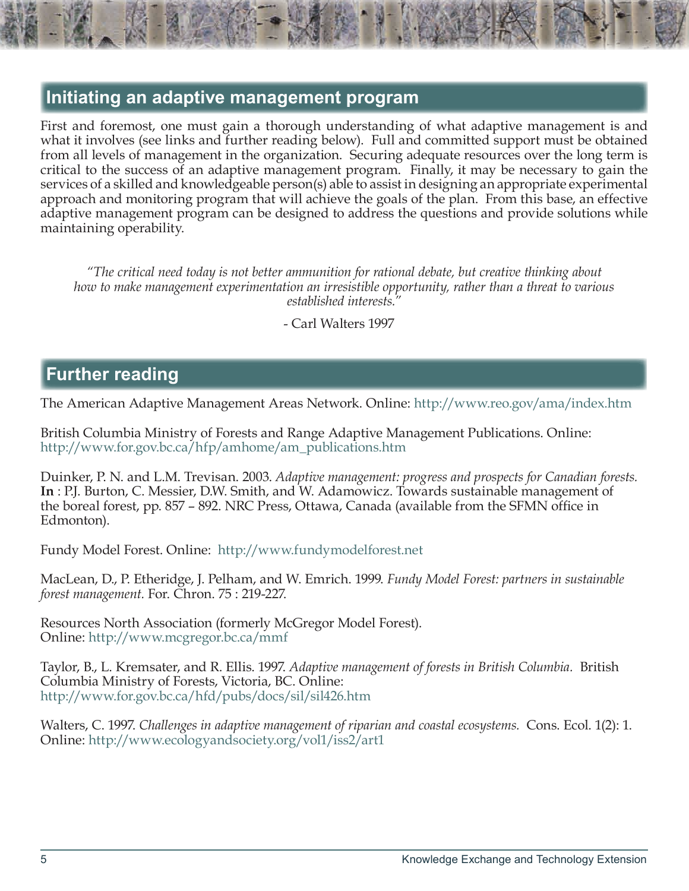## Initiating an adaptive management program

First and foremost, one must gain a thorough understanding of what adaptive management is and what it involves (see links and further reading below). Full and committed support must be obtained from all levels of management in the organization. Securing adequate resources over the long term is critical to the success of an adaptive management program. Finally, it may be necessary to gain the services of a skilled and knowledgeable person(s) able to assist in designing an appropriate experimental approach and monitoring program that will achieve the goals of the plan. From this base, an effective adaptive management program can be designed to address the questions and provide solutions while maintaining operability.

*"The critical need today is not better ammunition for rational debate, but creative thinking about how to make management experimentation an irresistible opportunity, rather than a threat to various established interests."*

- Carl Walters 1997

## Further reading

The American Adaptive Management Areas Network. Online: http://www.reo.gov/ama/index.htm

British Columbia Ministry of Forests and Range Adaptive Management Publications. Online: http://www.for.gov.bc.ca/hfp/amhome/am_publications.htm

Duinker, P. N. and L.M. Trevisan. 2003. *Adaptive management: progress and prospects for Canadian forests.* **In** : P.J. Burton, C. Messier, D.W. Smith, and W. Adamowicz. Towards sustainable management of the boreal forest, pp. 857 – 892. NRC Press, Ottawa, Canada (available from the SFMN office in Edmonton).

Fundy Model Forest. Online: http://www.fundymodelforest.net

MacLean, D., P. Etheridge, J. Pelham, and W. Emrich. 1999. *Fundy Model Forest: partners in sustainable forest management.* For. Chron. 75 : 219-227.

Resources North Association (formerly McGregor Model Forest). Online: http://www.mcgregor.bc.ca/mmf

Taylor, B., L. Kremsater, and R. Ellis. 1997. *Adaptive management of forests in British Columbia.* British Columbia Ministry of Forests, Victoria, BC. Online: http://www.for.gov.bc.ca/hfd/pubs/docs/sil/sil426.htm

Walters, C. 1997. *Challenges in adaptive management of riparian and coastal ecosystems.* Cons. Ecol. 1(2): 1. Online: http://www.ecologyandsociety.org/vol1/iss2/art1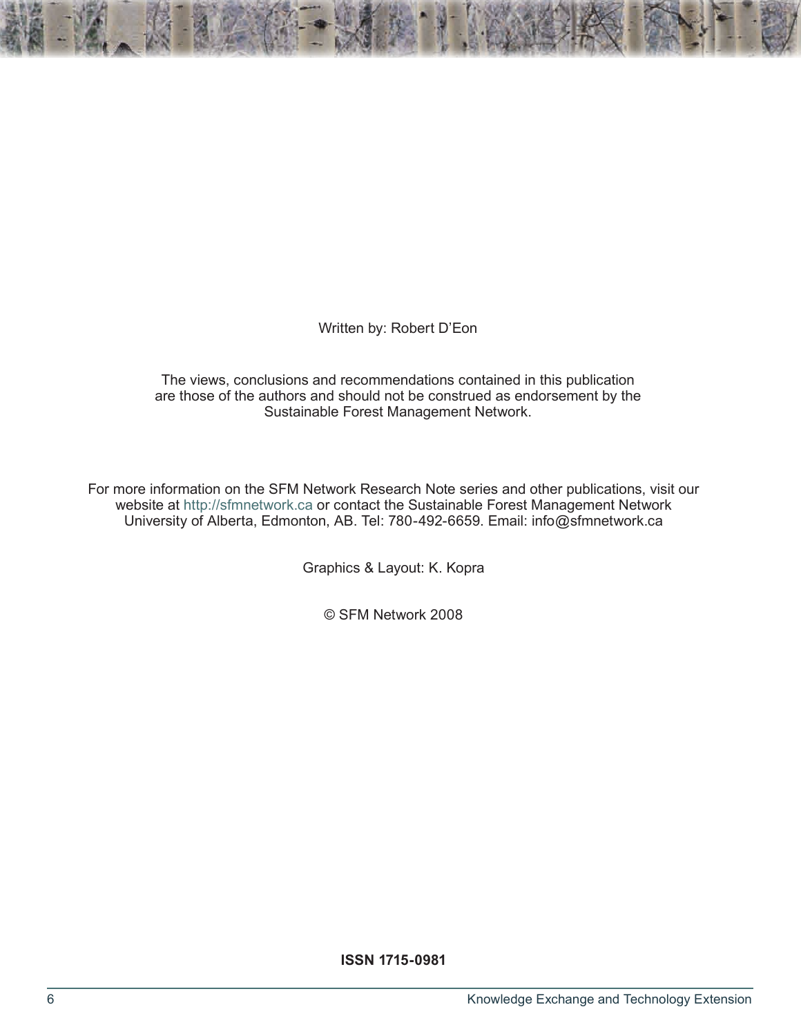Written by: Robert D’Eon

The views, conclusions and recommendations contained in this publication are those of the authors and should not be construed as endorsement by the Sustainable Forest Management Network.

For more information on the SFM Network Research Note series and other publications, visit our website at http://sfmnetwork.ca or contact the Sustainable Forest Management Network University of Alberta, Edmonton, AB. Tel: 780-492-6659. Email: info@sfmnetwork.ca

Graphics & Layout: K. Kopra

© SFM Network 2008

**ISSN 1715-0981**